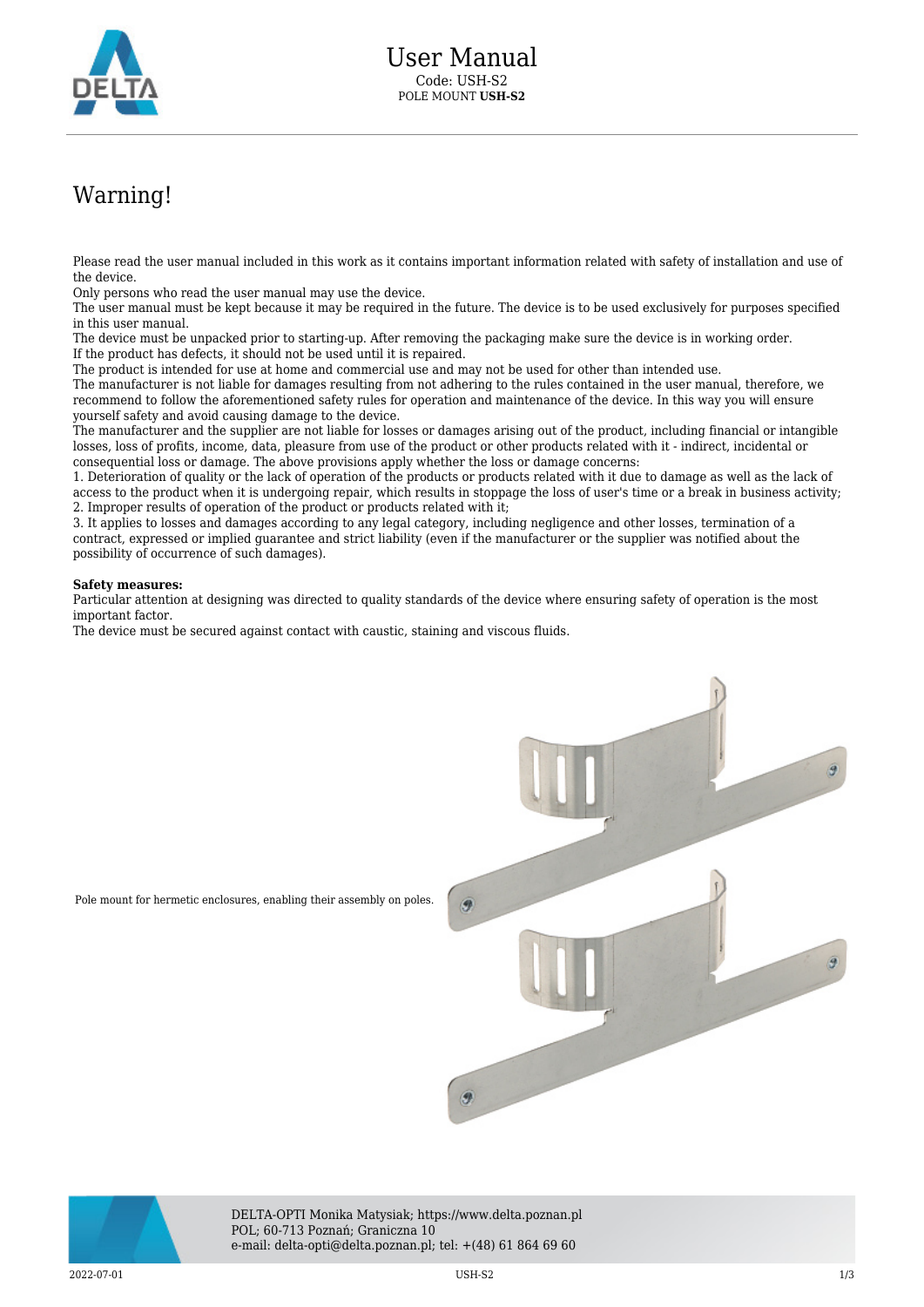# User Manual

Code: USH-S2

POLE MOUNT **USH-S2**

## Warning!

Please read the user manual included in this work as it contains important information related with safety of installation and use of the device.
Only persons who read the user manual may use the device.
The user manual must be kept because it may be required in the future. The device is to be used exclusively for purposes specified in this user manual.
The device must be unpacked prior to starting-up. After removing the packaging make sure the device is in working order.
If the product has defects, it should not be used until it is repaired.
The product is intended for use at home and commercial use and may not be used for other than intended use.
The manufacturer is not liable for damages resulting from not adhering to the rules contained in the user manual, therefore, we recommend to follow the aforementioned safety rules for operation and maintenance of the device. In this way you will ensure yourself safety and avoid causing damage to the device.
The manufacturer and the supplier are not liable for losses or damages arising out of the product, including financial or intangible losses, loss of profits, income, data, pleasure from use of the product or other products related with it - indirect, incidental or consequential loss or damage. The above provisions apply whether the loss or damage concerns:
1. Deterioration of quality or the lack of operation of the products or products related with it due to damage as well as the lack of access to the product when it is undergoing repair, which results in stoppage the loss of user's time or a break in business activity;
2. Improper results of operation of the product or products related with it;
3. It applies to losses and damages according to any legal category, including negligence and other losses, termination of a contract, expressed or implied guarantee and strict liability (even if the manufacturer or the supplier was notified about the possibility of occurrence of such damages).

**Safety measures:**
Particular attention at designing was directed to quality standards of the device where ensuring safety of operation is the most important factor.
The device must be secured against contact with caustic, staining and viscous fluids.

Pole mount for hermetic enclosures, enabling their assembly on poles.

DELTA-OPTI Monika Matysiak; https://www.delta.poznan.pl
POL; 60-713 Poznań; Graniczna 10
e-mail: delta-opti@delta.poznan.pl; tel: +(48) 61 864 69 60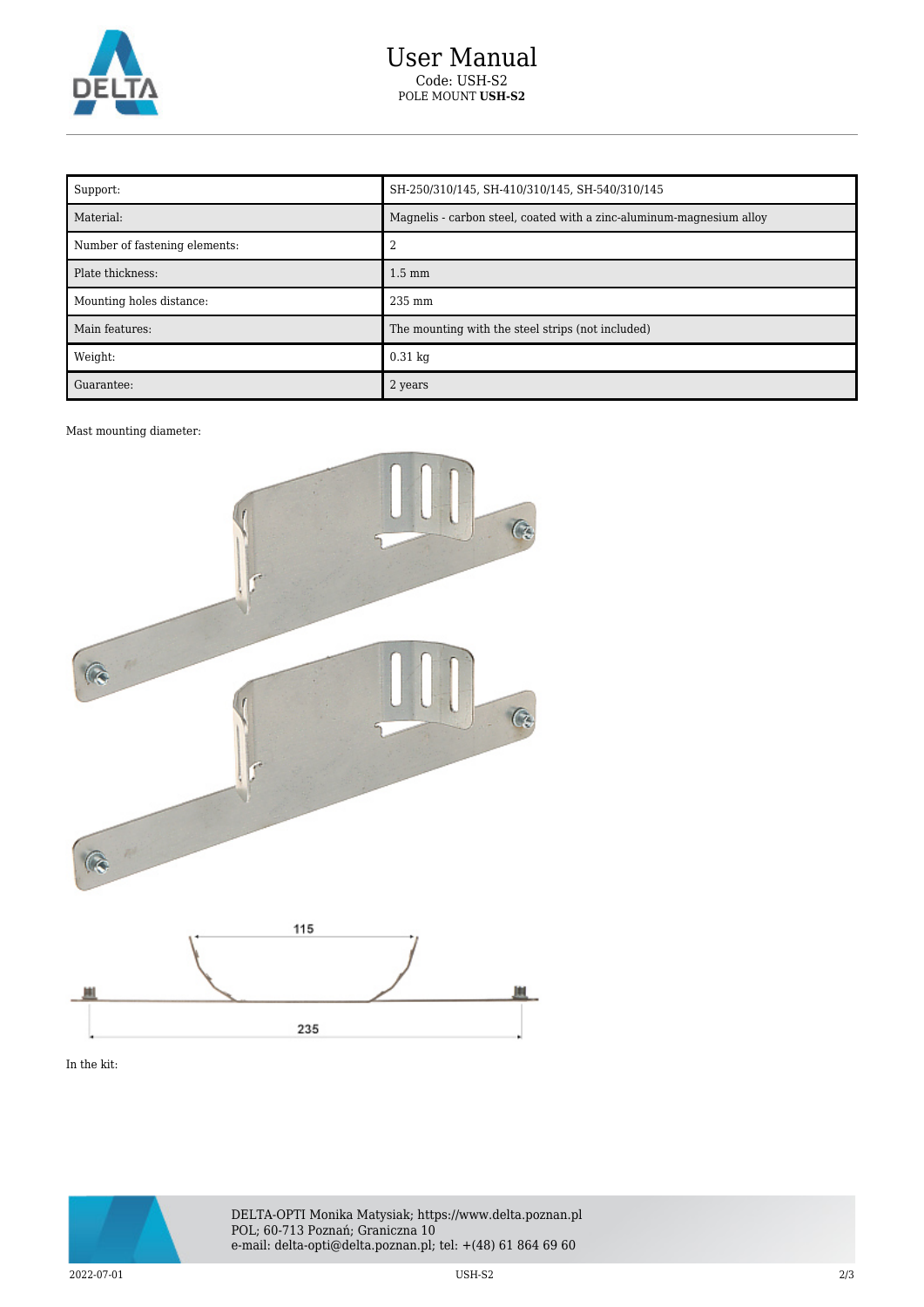# User Manual

Code: USH-S2

POLE MOUNT **USH-S2**

| Support: | SH-250/310/145, SH-410/310/145, SH-540/310/145 |
|---|---|
| Material: | Magnelis - carbon steel, coated with a zinc-aluminum-magnesium alloy |
| Number of fastening elements: | 2 |
| Plate thickness: | 1.5 mm |
| Mounting holes distance: | 235 mm |
| Main features: | The mounting with the steel strips (not included) |
| Weight: | 0.31 kg |
| Guarantee: | 2 years |

Mast mounting diameter:

In the kit:

DELTA-OPTI Monika Matysiak; https://www.delta.poznan.pl
POL; 60-713 Poznań; Graniczna 10
e-mail: delta-opti@delta.poznan.pl; tel: +(48) 61 864 69 60

2022-07-01